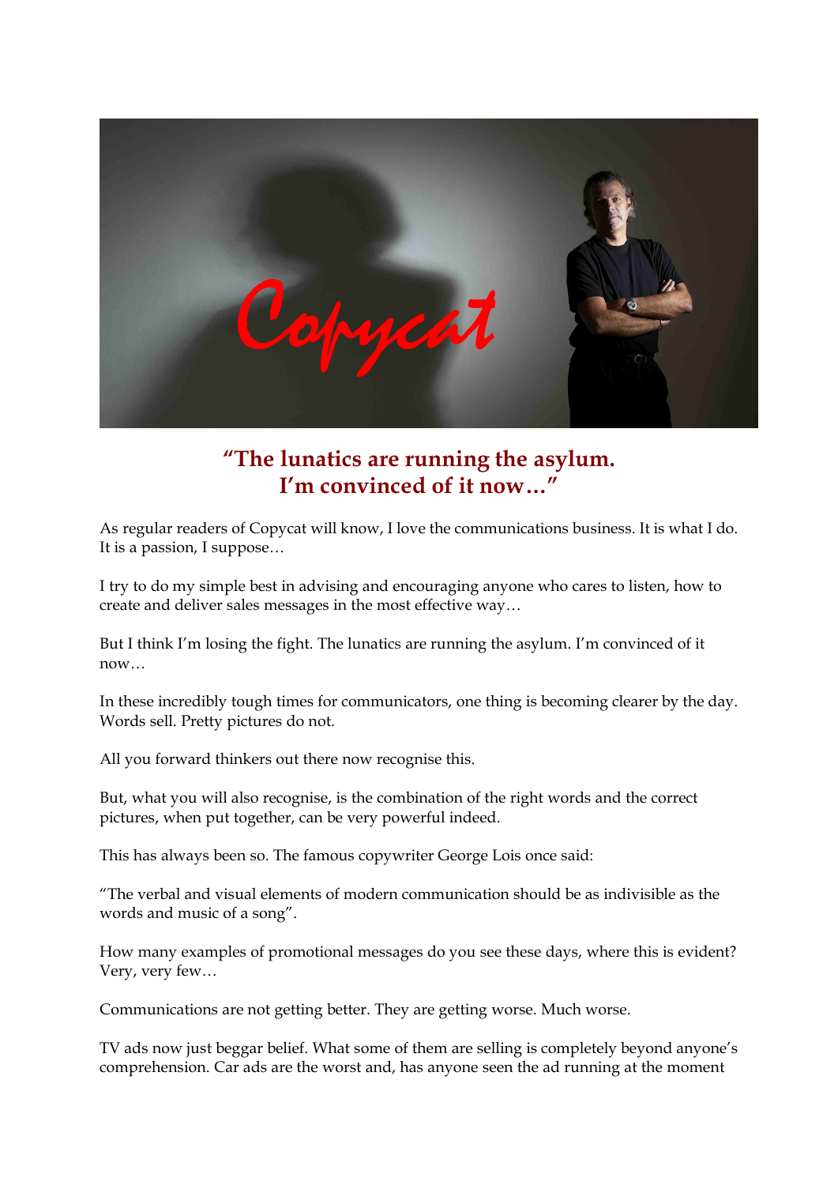# "The lunatics are running the asylum. I'm convinced of it now…"

As regular readers of Copycat will know, I love the communications business. It is what I do. It is a passion, I suppose…

I try to do my simple best in advising and encouraging anyone who cares to listen, how to create and deliver sales messages in the most effective way…

But I think I'm losing the fight. The lunatics are running the asylum. I'm convinced of it now…

In these incredibly tough times for communicators, one thing is becoming clearer by the day. Words sell. Pretty pictures do not.

All you forward thinkers out there now recognise this.

But, what you will also recognise, is the combination of the right words and the correct pictures, when put together, can be very powerful indeed.

This has always been so. The famous copywriter George Lois once said:

"The verbal and visual elements of modern communication should be as indivisible as the words and music of a song".

How many examples of promotional messages do you see these days, where this is evident? Very, very few…

Communications are not getting better. They are getting worse. Much worse.

TV ads now just beggar belief. What some of them are selling is completely beyond anyone's comprehension. Car ads are the worst and, has anyone seen the ad running at the moment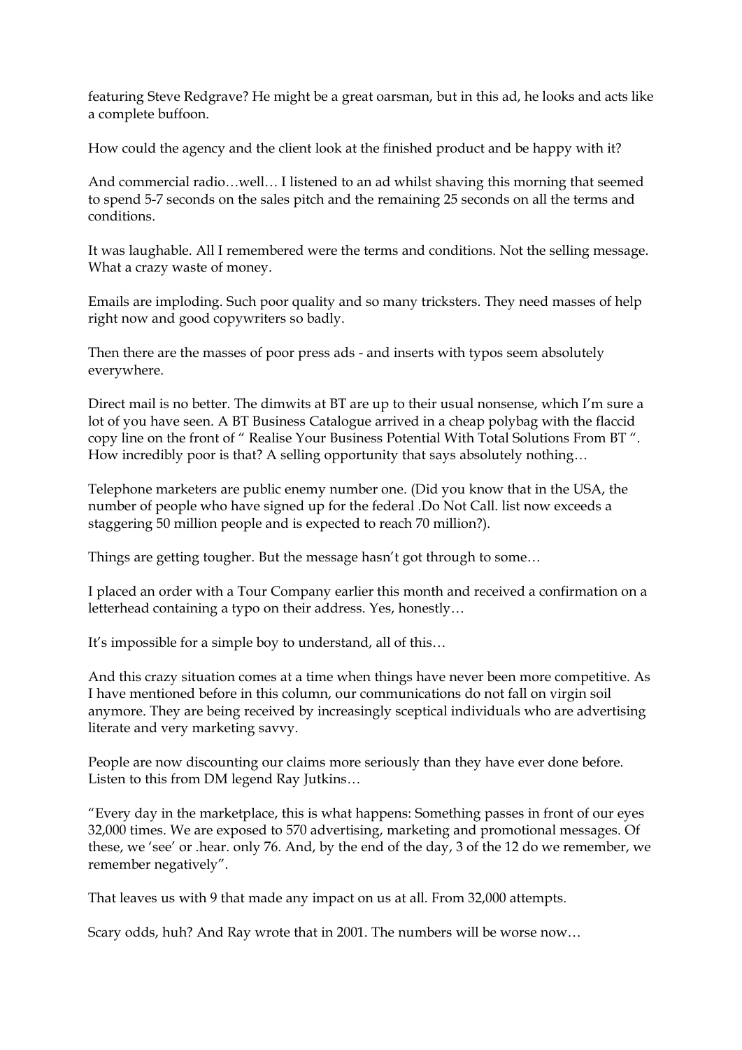featuring Steve Redgrave? He might be a great oarsman, but in this ad, he looks and acts like a complete buffoon.

How could the agency and the client look at the finished product and be happy with it?

And commercial radio…well… I listened to an ad whilst shaving this morning that seemed to spend 5-7 seconds on the sales pitch and the remaining 25 seconds on all the terms and conditions.

It was laughable. All I remembered were the terms and conditions. Not the selling message. What a crazy waste of money.

Emails are imploding. Such poor quality and so many tricksters. They need masses of help right now and good copywriters so badly.

Then there are the masses of poor press ads - and inserts with typos seem absolutely everywhere.

Direct mail is no better. The dimwits at BT are up to their usual nonsense, which I'm sure a lot of you have seen. A BT Business Catalogue arrived in a cheap polybag with the flaccid copy line on the front of " Realise Your Business Potential With Total Solutions From BT ". How incredibly poor is that? A selling opportunity that says absolutely nothing…

Telephone marketers are public enemy number one. (Did you know that in the USA, the number of people who have signed up for the federal .Do Not Call. list now exceeds a staggering 50 million people and is expected to reach 70 million?).

Things are getting tougher. But the message hasn't got through to some…

I placed an order with a Tour Company earlier this month and received a confirmation on a letterhead containing a typo on their address. Yes, honestly…

It's impossible for a simple boy to understand, all of this…

And this crazy situation comes at a time when things have never been more competitive. As I have mentioned before in this column, our communications do not fall on virgin soil anymore. They are being received by increasingly sceptical individuals who are advertising literate and very marketing savvy.

People are now discounting our claims more seriously than they have ever done before. Listen to this from DM legend Ray Jutkins…

"Every day in the marketplace, this is what happens: Something passes in front of our eyes 32,000 times. We are exposed to 570 advertising, marketing and promotional messages. Of these, we 'see' or .hear. only 76. And, by the end of the day, 3 of the 12 do we remember, we remember negatively".

That leaves us with 9 that made any impact on us at all. From 32,000 attempts.

Scary odds, huh? And Ray wrote that in 2001. The numbers will be worse now…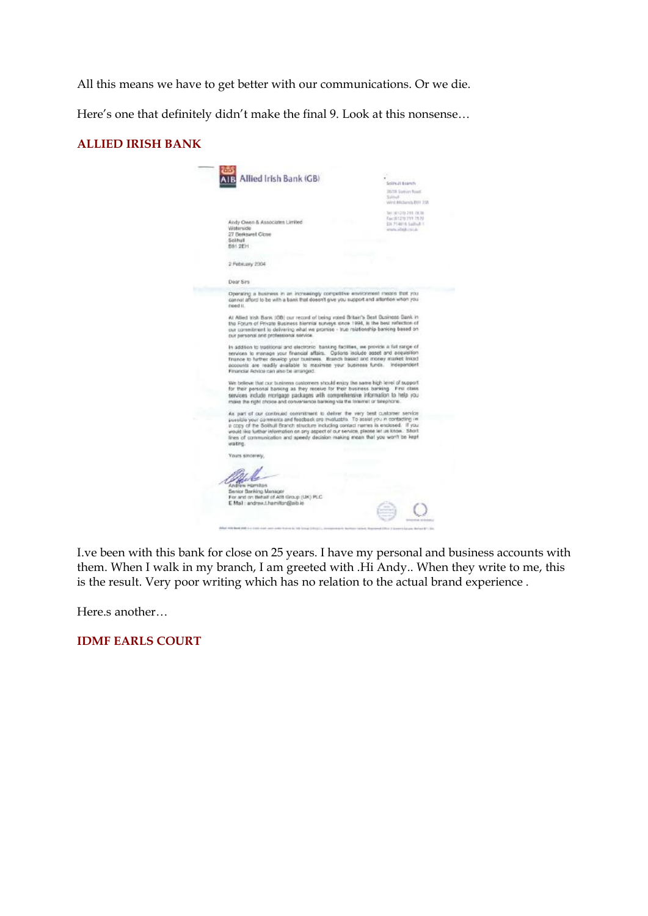All this means we have to get better with our communications. Or we die.

Here's one that definitely didn't make the final 9. Look at this nonsense…

**ALLIED IRISH BANK**

AIB Allied Irish Bank (GB)

Andy Owen & Associates Limited
Waterside
27 Berkswell Close
Solihull
B91 2EH

2 February 2004

Dear Sirs

Operating a business in an increasingly competitive environment means that you cannot afford to be with a bank that doesn't give you support and attention when you need it.

At Allied Irish Bank (GB) our record of being voted Britain's Best Business Bank in the Forum of Private Business biennial surveys since 1994, is the best reflection of our commitment to delivering what we promise - true relationship banking based on our personal and professional service.

In addition to traditional and electronic banking facilities, we provide a full range of services to manage your financial affairs. Options include asset and acquisition finance to further develop your business. Branch based and money market linked accounts are readily available to maximise your business funds. Independent Financial Advice can also be arranged.

We believe that our business customers should enjoy the same high level of support for their personal banking as they receive for their business banking. First class services include mortgage packages with comprehensive information to help you make the right choice and convenience banking via the Internet or telephone.

As part of our continued commitment to deliver the very best customer service possible your comments and feedback are invaluable. To assist you in contacting us a copy of the Solihull Branch structure including contact names is enclosed. If you would like further information on any aspect of our service, please let us know. Short lines of communication and speedy decision making mean that you won't be kept waiting.

Yours sincerely,

Andrew Hamilton
Senior Banking Manager
For and on Behalf of AIB Group (UK) PLC
E Mail : andrew.t.hamilton@aib.ie

I.ve been with this bank for close on 25 years. I have my personal and business accounts with them. When I walk in my branch, I am greeted with .Hi Andy.. When they write to me, this is the result. Very poor writing which has no relation to the actual brand experience .

Here.s another…

**IDMF EARLS COURT**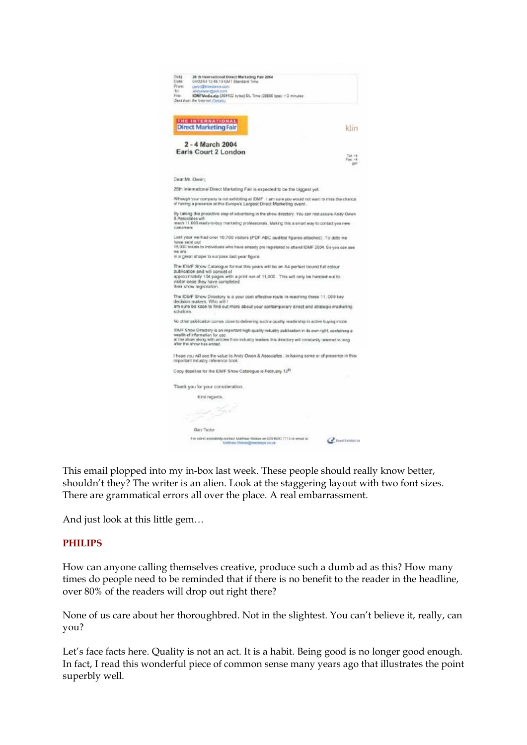Subj: 26 th International Direct Marketing Fair 2004
Date: 04/02/04 12:45:13 GMT Standard Time
From: garyt@...
To: andyowen@aol.com
File: IDMFMedia.zip (204102 bytes) DL Time (28800 bps): < 2 minutes
Sent from the Internet (Details)

THE INTERNATIONAL **Direct Marketing Fair**

**2 - 4 March 2004**
**Earls Court 2 London**

Dear Mr. Owen,

26th International Direct Marketing Fair is expected to be the biggest yet.

Although your company is not exhibiting at IDMF. I am sure you would not want to miss the chance of having a presence at the Europe's Largest Direct Marketing event.

By taking the proactive step of advertising in the show directory. You can rest assure Andy Owen & Associates will
reach 11,000 ready-to-buy marketing professionals. Making this a smart way to contact you new customers.

Last year we had over 10,700 visitors (PDF ABC audited figures attached). To date we have sent out
15,000 tickets to individuals who have already pre registered to attend IDMF 2004. So you can see we are
in a great shape to surpass last year figure.

The IDMF Show Catalogue format this years will be an A4 perfect bound full colour publication and will consist of
approximately 104 pages with a print run of 11,000. This will only be handed out to visitor once they have completed
their show registration.

The IDMF Show Directory is a your cost effective route in reaching these 11,000 key decision makers. Who will I
am sure be keen to find out more about your contemporary direct and strategic marketing solutions.

No other publication comes close to delivering such a quality readership in active buying mode.

IDMF Show Directory is an important high quality industry publication in its own right, containing a wealth of information for use
at the show along with articles from industry leaders this directory will constantly referred to long after the show has ended.

I hope you will see the value to Andy Owen & Associates, in having some or of presence in this important industry reference book.

Copy deadline for the IDMF Show Catalogue is February 12th.

Thank you for your consideration.

Kind regards,

Gary Taylor

For stand availability contact Matthew Stokes on 020 8910 7713 or email to Matthew.Stokes@reedexpo.co.uk

This email plopped into my in-box last week. These people should really know better, shouldn't they? The writer is an alien. Look at the staggering layout with two font sizes. There are grammatical errors all over the place. A real embarrassment.

And just look at this little gem…

### PHILIPS

How can anyone calling themselves creative, produce such a dumb ad as this? How many times do people need to be reminded that if there is no benefit to the reader in the headline, over 80% of the readers will drop out right there?

None of us care about her thoroughbred. Not in the slightest. You can't believe it, really, can you?

Let's face facts here. Quality is not an act. It is a habit. Being good is no longer good enough. In fact, I read this wonderful piece of common sense many years ago that illustrates the point superbly well.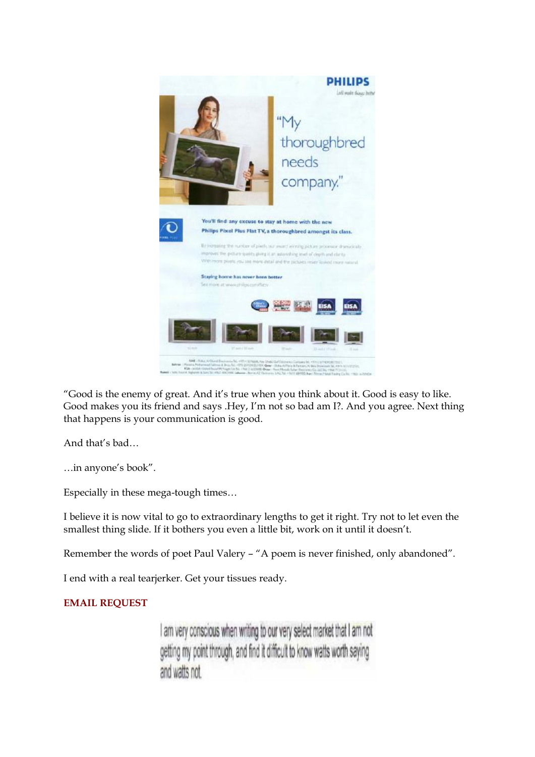"Good is the enemy of great. And it's true when you think about it. Good is easy to like. Good makes you its friend and says .Hey, I'm not so bad am I?. And you agree. Next thing that happens is your communication is good.

And that's bad…

…in anyone's book".

Especially in these mega-tough times…

I believe it is now vital to go to extraordinary lengths to get it right. Try not to let even the smallest thing slide. If it bothers you even a little bit, work on it until it doesn't.

Remember the words of poet Paul Valery – "A poem is never finished, only abandoned".

I end with a real tearjerker. Get your tissues ready.

**EMAIL REQUEST**

I am very conscious when writing to our very select market that I am not getting my point through, and find it difficult to know watts worth saying and watts not.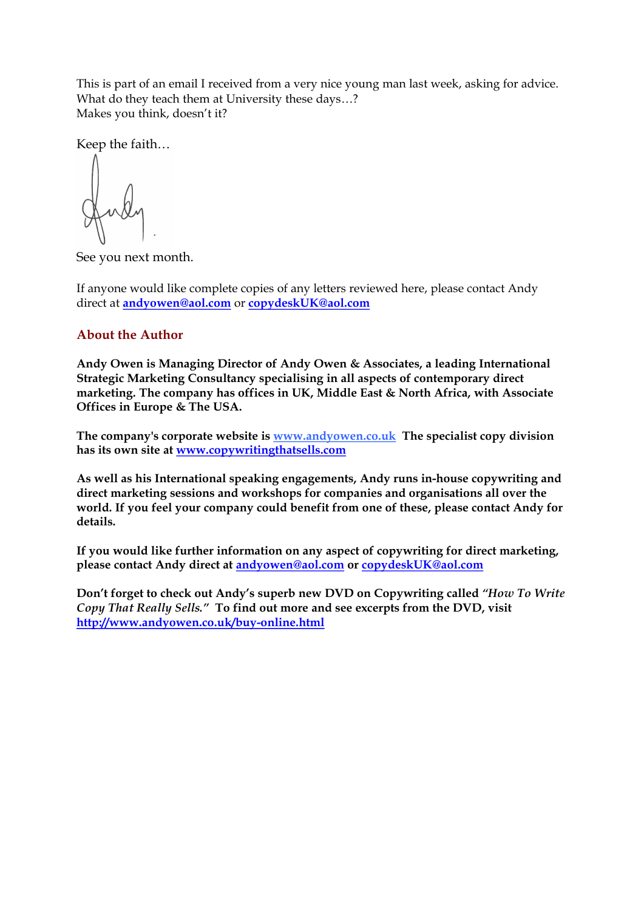This is part of an email I received from a very nice young man last week, asking for advice. What do they teach them at University these days…?
Makes you think, doesn't it?

Keep the faith…

See you next month.

If anyone would like complete copies of any letters reviewed here, please contact Andy direct at **andyowen@aol.com** or **copydeskUK@aol.com**

## About the Author

**Andy Owen is Managing Director of Andy Owen & Associates, a leading International Strategic Marketing Consultancy specialising in all aspects of contemporary direct marketing. The company has offices in UK, Middle East & North Africa, with Associate Offices in Europe & The USA.**

**The company's corporate website is www.andyowen.co.uk The specialist copy division has its own site at www.copywritingthatsells.com**

**As well as his International speaking engagements, Andy runs in-house copywriting and direct marketing sessions and workshops for companies and organisations all over the world. If you feel your company could benefit from one of these, please contact Andy for details.**

**If you would like further information on any aspect of copywriting for direct marketing, please contact Andy direct at andyowen@aol.com or copydeskUK@aol.com**

**Don't forget to check out Andy's superb new DVD on Copywriting called *"How To Write Copy That Really Sells."* To find out more and see excerpts from the DVD, visit http://www.andyowen.co.uk/buy-online.html**